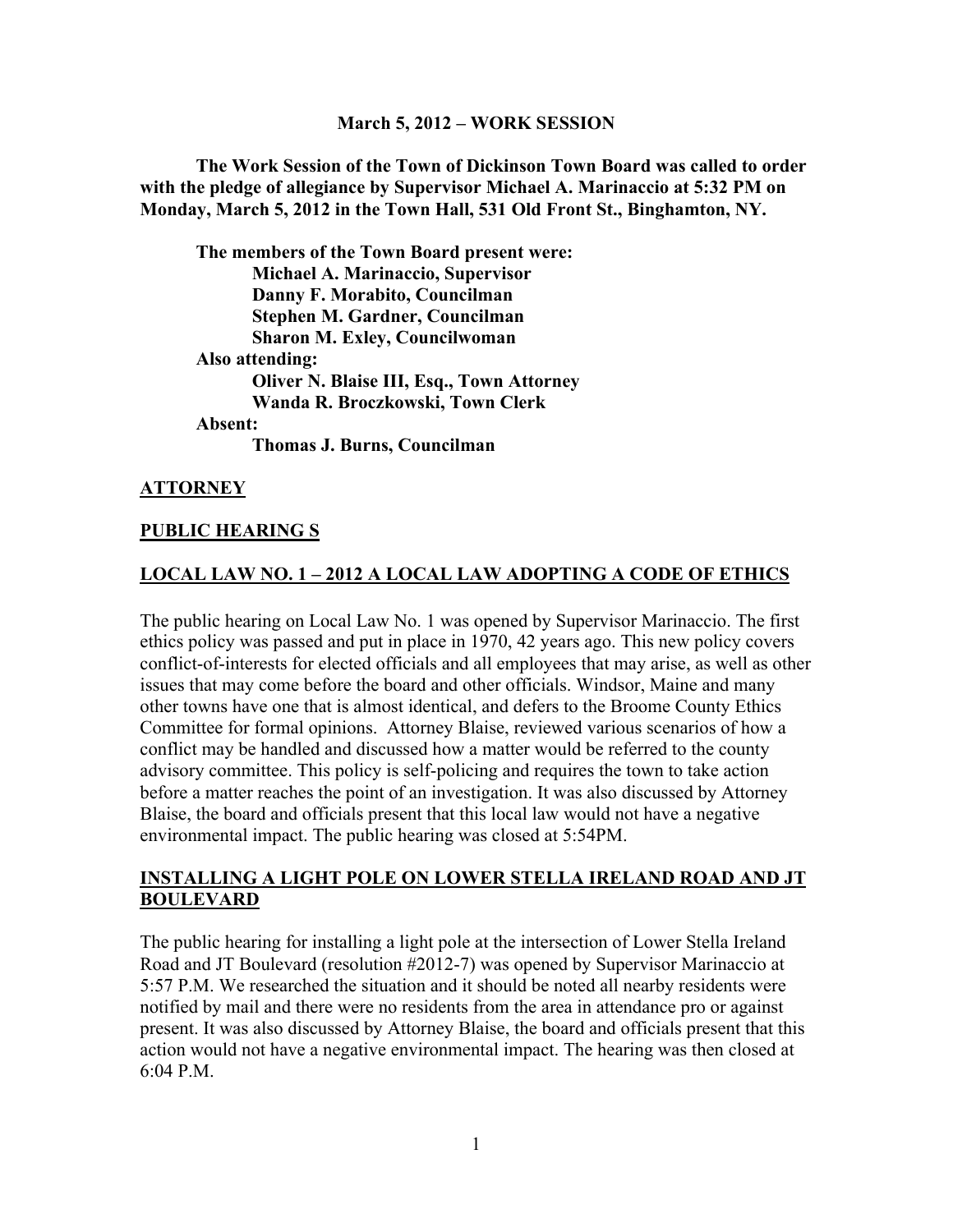**March 5, 2012 – WORK SESSION**

**The Work Session of the Town of Dickinson Town Board was called to order with the pledge of allegiance by Supervisor Michael A. Marinaccio at 5:32 PM on Monday, March 5, 2012 in the Town Hall, 531 Old Front St., Binghamton, NY.**

**The members of the Town Board present were:**
**Michael A. Marinaccio, Supervisor**
**Danny F. Morabito, Councilman**
**Stephen M. Gardner, Councilman**
**Sharon M. Exley, Councilwoman**
**Also attending:**
**Oliver N. Blaise III, Esq., Town Attorney**
**Wanda R. Broczkowski, Town Clerk**
**Absent:**
**Thomas J. Burns, Councilman**

**ATTORNEY**

**PUBLIC HEARING S**

**LOCAL LAW NO. 1 – 2012 A LOCAL LAW ADOPTING A CODE OF ETHICS**

The public hearing on Local Law No. 1 was opened by Supervisor Marinaccio. The first ethics policy was passed and put in place in 1970, 42 years ago. This new policy covers conflict-of-interests for elected officials and all employees that may arise, as well as other issues that may come before the board and other officials. Windsor, Maine and many other towns have one that is almost identical, and defers to the Broome County Ethics Committee for formal opinions. Attorney Blaise, reviewed various scenarios of how a conflict may be handled and discussed how a matter would be referred to the county advisory committee. This policy is self-policing and requires the town to take action before a matter reaches the point of an investigation. It was also discussed by Attorney Blaise, the board and officials present that this local law would not have a negative environmental impact. The public hearing was closed at 5:54PM.

**INSTALLING A LIGHT POLE ON LOWER STELLA IRELAND ROAD AND JT BOULEVARD**

The public hearing for installing a light pole at the intersection of Lower Stella Ireland Road and JT Boulevard (resolution #2012-7) was opened by Supervisor Marinaccio at 5:57 P.M. We researched the situation and it should be noted all nearby residents were notified by mail and there were no residents from the area in attendance pro or against present. It was also discussed by Attorney Blaise, the board and officials present that this action would not have a negative environmental impact. The hearing was then closed at 6:04 P.M.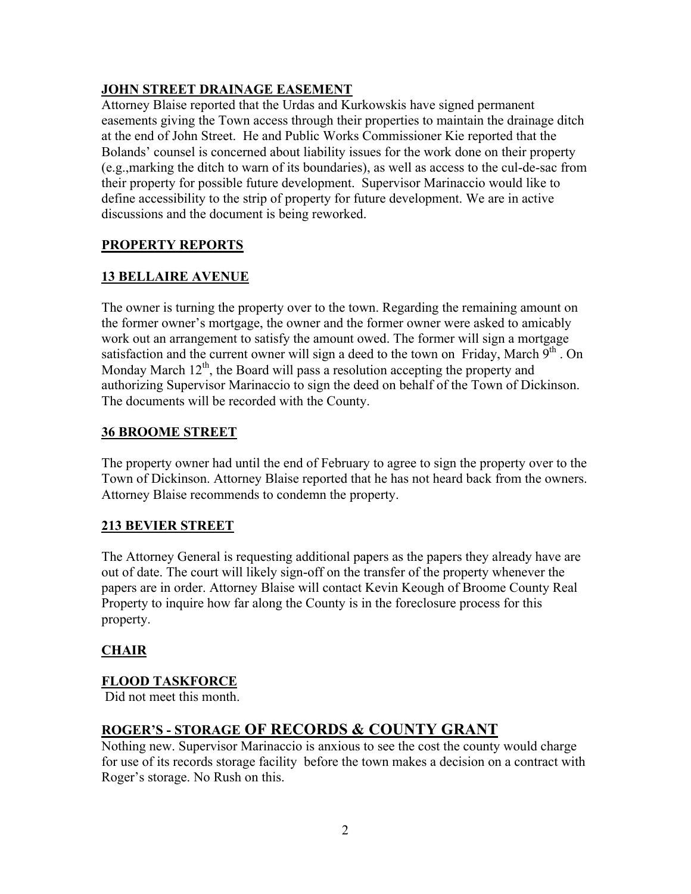## **JOHN STREET DRAINAGE EASEMENT**

Attorney Blaise reported that the Urdas and Kurkowskis have signed permanent easements giving the Town access through their properties to maintain the drainage ditch at the end of John Street. He and Public Works Commissioner Kie reported that the Bolands' counsel is concerned about liability issues for the work done on their property (e.g.,marking the ditch to warn of its boundaries), as well as access to the cul-de-sac from their property for possible future development. Supervisor Marinaccio would like to define accessibility to the strip of property for future development. We are in active discussions and the document is being reworked.

## **PROPERTY REPORTS**

### **13 BELLAIRE AVENUE**

The owner is turning the property over to the town. Regarding the remaining amount on the former owner's mortgage, the owner and the former owner were asked to amicably work out an arrangement to satisfy the amount owed. The former will sign a mortgage satisfaction and the current owner will sign a deed to the town on Friday, March 9th . On Monday March 12th, the Board will pass a resolution accepting the property and authorizing Supervisor Marinaccio to sign the deed on behalf of the Town of Dickinson. The documents will be recorded with the County.

### **36 BROOME STREET**

The property owner had until the end of February to agree to sign the property over to the Town of Dickinson. Attorney Blaise reported that he has not heard back from the owners. Attorney Blaise recommends to condemn the property.

### **213 BEVIER STREET**

The Attorney General is requesting additional papers as the papers they already have are out of date. The court will likely sign-off on the transfer of the property whenever the papers are in order. Attorney Blaise will contact Kevin Keough of Broome County Real Property to inquire how far along the County is in the foreclosure process for this property.

## **CHAIR**

### **FLOOD TASKFORCE**

Did not meet this month.

### **ROGER'S - STORAGE OF RECORDS & COUNTY GRANT**

Nothing new. Supervisor Marinaccio is anxious to see the cost the county would charge for use of its records storage facility before the town makes a decision on a contract with Roger's storage. No Rush on this.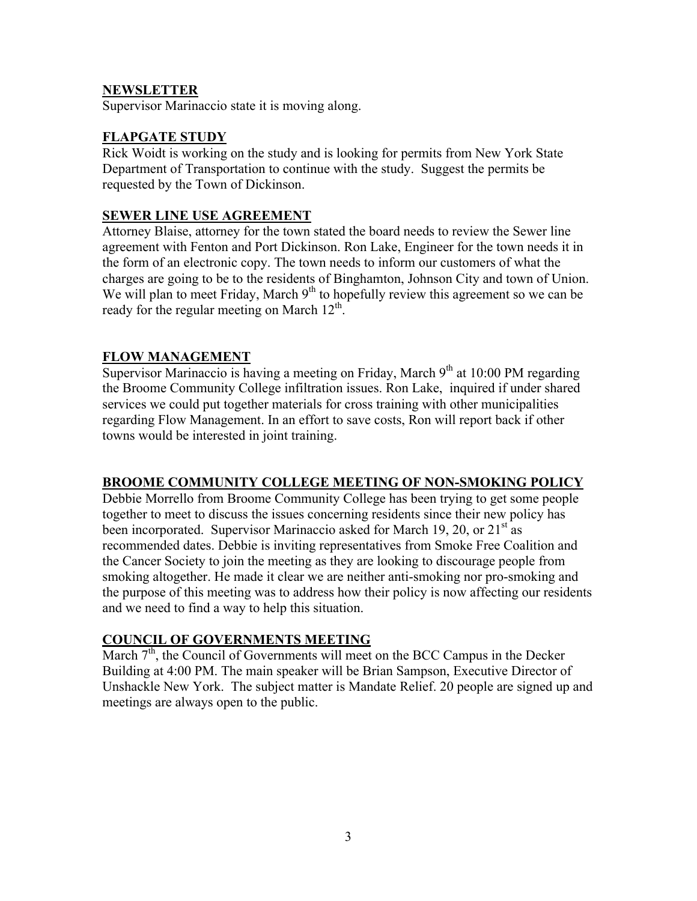**NEWSLETTER**

Supervisor Marinaccio state it is moving along.

**FLAPGATE STUDY**

Rick Woidt is working on the study and is looking for permits from New York State Department of Transportation to continue with the study. Suggest the permits be requested by the Town of Dickinson.

**SEWER LINE USE AGREEMENT**

Attorney Blaise, attorney for the town stated the board needs to review the Sewer line agreement with Fenton and Port Dickinson. Ron Lake, Engineer for the town needs it in the form of an electronic copy. The town needs to inform our customers of what the charges are going to be to the residents of Binghamton, Johnson City and town of Union. We will plan to meet Friday, March 9th to hopefully review this agreement so we can be ready for the regular meeting on March 12th.

**FLOW MANAGEMENT**

Supervisor Marinaccio is having a meeting on Friday, March 9th at 10:00 PM regarding the Broome Community College infiltration issues. Ron Lake, inquired if under shared services we could put together materials for cross training with other municipalities regarding Flow Management. In an effort to save costs, Ron will report back if other towns would be interested in joint training.

**BROOME COMMUNITY COLLEGE MEETING OF NON-SMOKING POLICY**

Debbie Morrello from Broome Community College has been trying to get some people together to meet to discuss the issues concerning residents since their new policy has been incorporated. Supervisor Marinaccio asked for March 19, 20, or 21st as recommended dates. Debbie is inviting representatives from Smoke Free Coalition and the Cancer Society to join the meeting as they are looking to discourage people from smoking altogether. He made it clear we are neither anti-smoking nor pro-smoking and the purpose of this meeting was to address how their policy is now affecting our residents and we need to find a way to help this situation.

**COUNCIL OF GOVERNMENTS MEETING**

March 7th, the Council of Governments will meet on the BCC Campus in the Decker Building at 4:00 PM. The main speaker will be Brian Sampson, Executive Director of Unshackle New York. The subject matter is Mandate Relief. 20 people are signed up and meetings are always open to the public.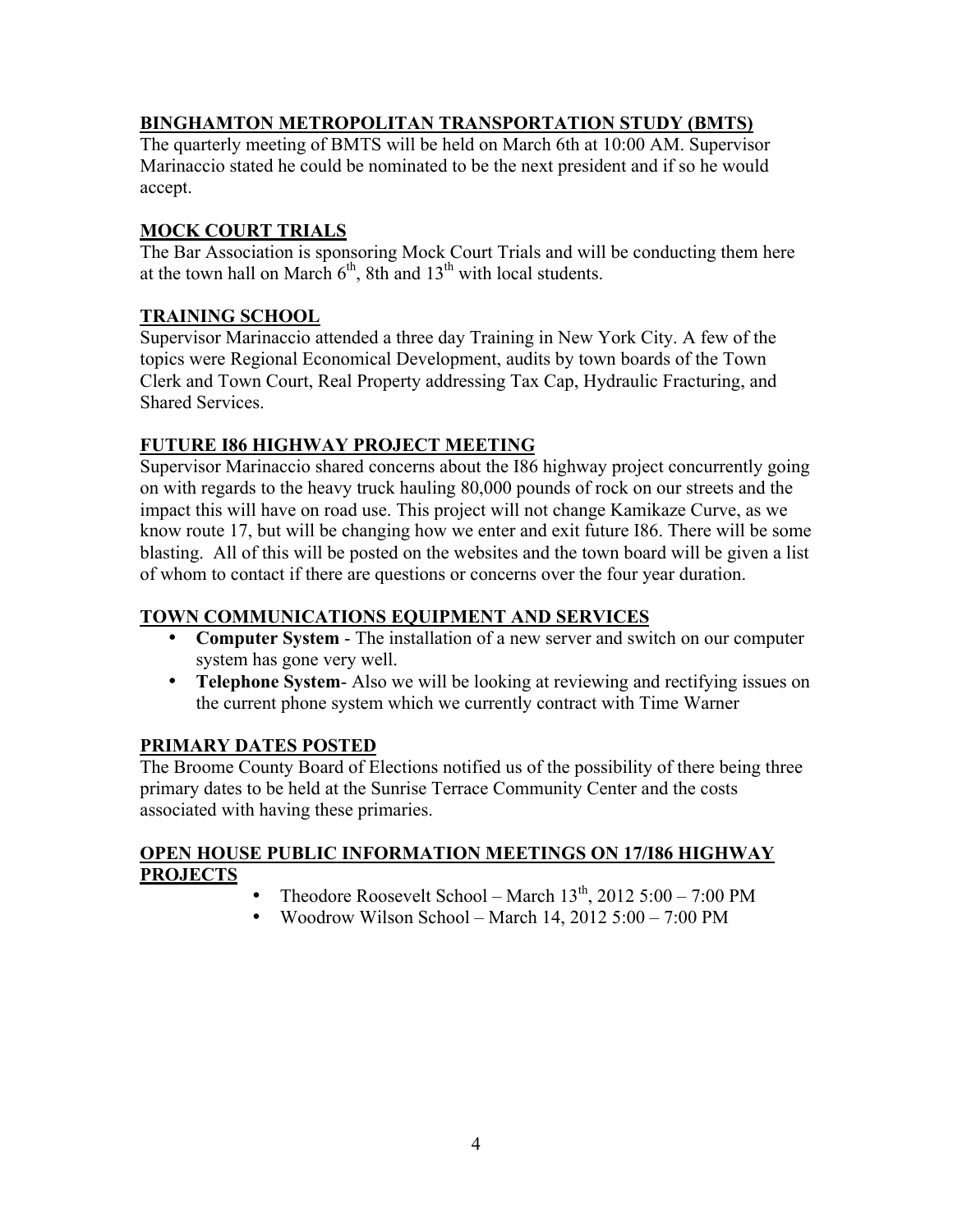**BINGHAMTON METROPOLITAN TRANSPORTATION STUDY (BMTS)**

The quarterly meeting of BMTS will be held on March 6th at 10:00 AM. Supervisor Marinaccio stated he could be nominated to be the next president and if so he would accept.

**MOCK COURT TRIALS**

The Bar Association is sponsoring Mock Court Trials and will be conducting them here at the town hall on March 6th, 8th and 13th with local students.

**TRAINING SCHOOL**

Supervisor Marinaccio attended a three day Training in New York City. A few of the topics were Regional Economical Development, audits by town boards of the Town Clerk and Town Court, Real Property addressing Tax Cap, Hydraulic Fracturing, and Shared Services.

**FUTURE I86 HIGHWAY PROJECT MEETING**

Supervisor Marinaccio shared concerns about the I86 highway project concurrently going on with regards to the heavy truck hauling 80,000 pounds of rock on our streets and the impact this will have on road use. This project will not change Kamikaze Curve, as we know route 17, but will be changing how we enter and exit future I86. There will be some blasting. All of this will be posted on the websites and the town board will be given a list of whom to contact if there are questions or concerns over the four year duration.

**TOWN COMMUNICATIONS EQUIPMENT AND SERVICES**

- **Computer System** - The installation of a new server and switch on our computer system has gone very well.
- **Telephone System**- Also we will be looking at reviewing and rectifying issues on the current phone system which we currently contract with Time Warner

**PRIMARY DATES POSTED**

The Broome County Board of Elections notified us of the possibility of there being three primary dates to be held at the Sunrise Terrace Community Center and the costs associated with having these primaries.

**OPEN HOUSE PUBLIC INFORMATION MEETINGS ON 17/I86 HIGHWAY PROJECTS**

- Theodore Roosevelt School – March 13th, 2012 5:00 – 7:00 PM
- Woodrow Wilson School – March 14, 2012 5:00 – 7:00 PM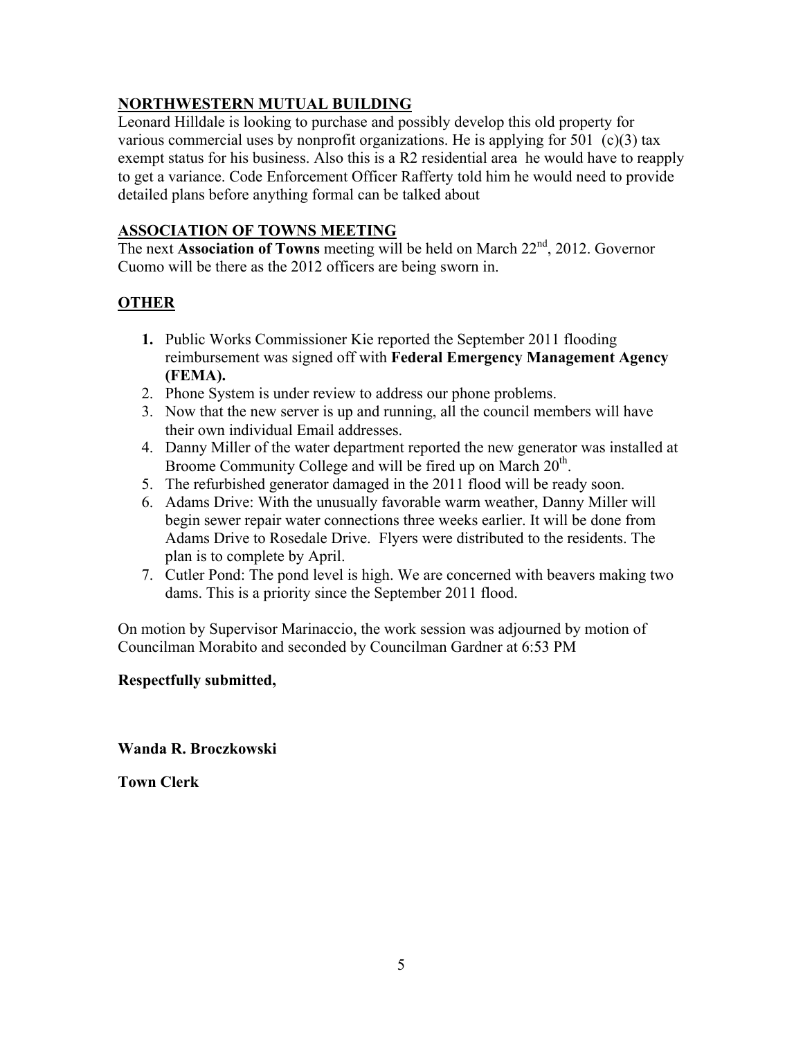## NORTHWESTERN MUTUAL BUILDING

Leonard Hilldale is looking to purchase and possibly develop this old property for various commercial uses by nonprofit organizations. He is applying for 501 (c)(3) tax exempt status for his business. Also this is a R2 residential area he would have to reapply to get a variance. Code Enforcement Officer Rafferty told him he would need to provide detailed plans before anything formal can be talked about

## ASSOCIATION OF TOWNS MEETING

The next **Association of Towns** meeting will be held on March 22nd, 2012. Governor Cuomo will be there as the 2012 officers are being sworn in.

## OTHER

1. Public Works Commissioner Kie reported the September 2011 flooding reimbursement was signed off with **Federal Emergency Management Agency (FEMA).**
2. Phone System is under review to address our phone problems.
3. Now that the new server is up and running, all the council members will have their own individual Email addresses.
4. Danny Miller of the water department reported the new generator was installed at Broome Community College and will be fired up on March 20th.
5. The refurbished generator damaged in the 2011 flood will be ready soon.
6. Adams Drive: With the unusually favorable warm weather, Danny Miller will begin sewer repair water connections three weeks earlier. It will be done from Adams Drive to Rosedale Drive. Flyers were distributed to the residents. The plan is to complete by April.
7. Cutler Pond: The pond level is high. We are concerned with beavers making two dams. This is a priority since the September 2011 flood.

On motion by Supervisor Marinaccio, the work session was adjourned by motion of Councilman Morabito and seconded by Councilman Gardner at 6:53 PM

**Respectfully submitted,**

**Wanda R. Broczkowski**

**Town Clerk**